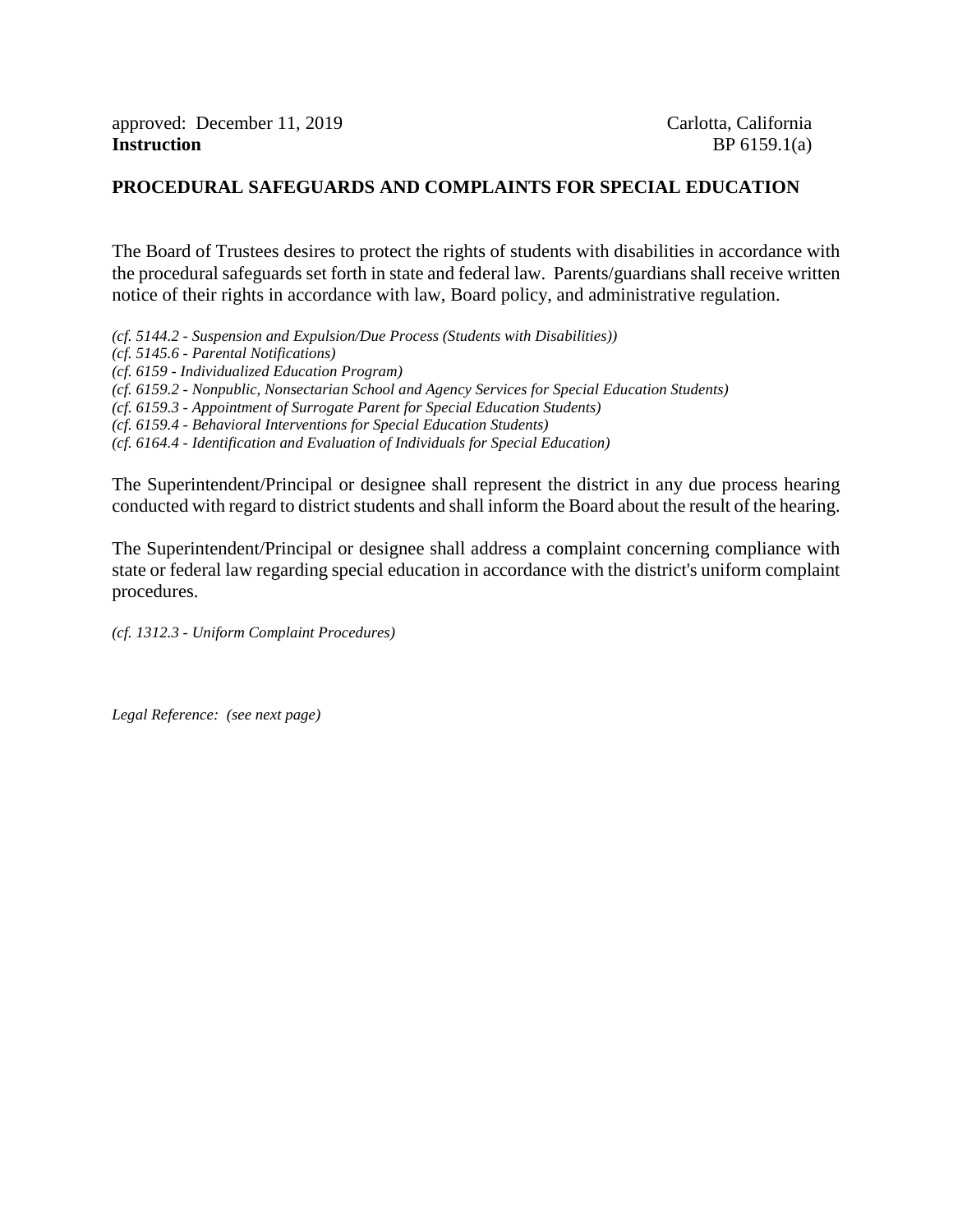approved: December 11, 2019 Carlotta, California
**Instruction** BP 6159.1(a)

**PROCEDURAL SAFEGUARDS AND COMPLAINTS FOR SPECIAL EDUCATION**

The Board of Trustees desires to protect the rights of students with disabilities in accordance with the procedural safeguards set forth in state and federal law. Parents/guardians shall receive written notice of their rights in accordance with law, Board policy, and administrative regulation.

*(cf. 5144.2 - Suspension and Expulsion/Due Process (Students with Disabilities))*
*(cf. 5145.6 - Parental Notifications)*
*(cf. 6159 - Individualized Education Program)*
*(cf. 6159.2 - Nonpublic, Nonsectarian School and Agency Services for Special Education Students)*
*(cf. 6159.3 - Appointment of Surrogate Parent for Special Education Students)*
*(cf. 6159.4 - Behavioral Interventions for Special Education Students)*
*(cf. 6164.4 - Identification and Evaluation of Individuals for Special Education)*

The Superintendent/Principal or designee shall represent the district in any due process hearing conducted with regard to district students and shall inform the Board about the result of the hearing.

The Superintendent/Principal or designee shall address a complaint concerning compliance with state or federal law regarding special education in accordance with the district's uniform complaint procedures.

*(cf. 1312.3 - Uniform Complaint Procedures)*

*Legal Reference: (see next page)*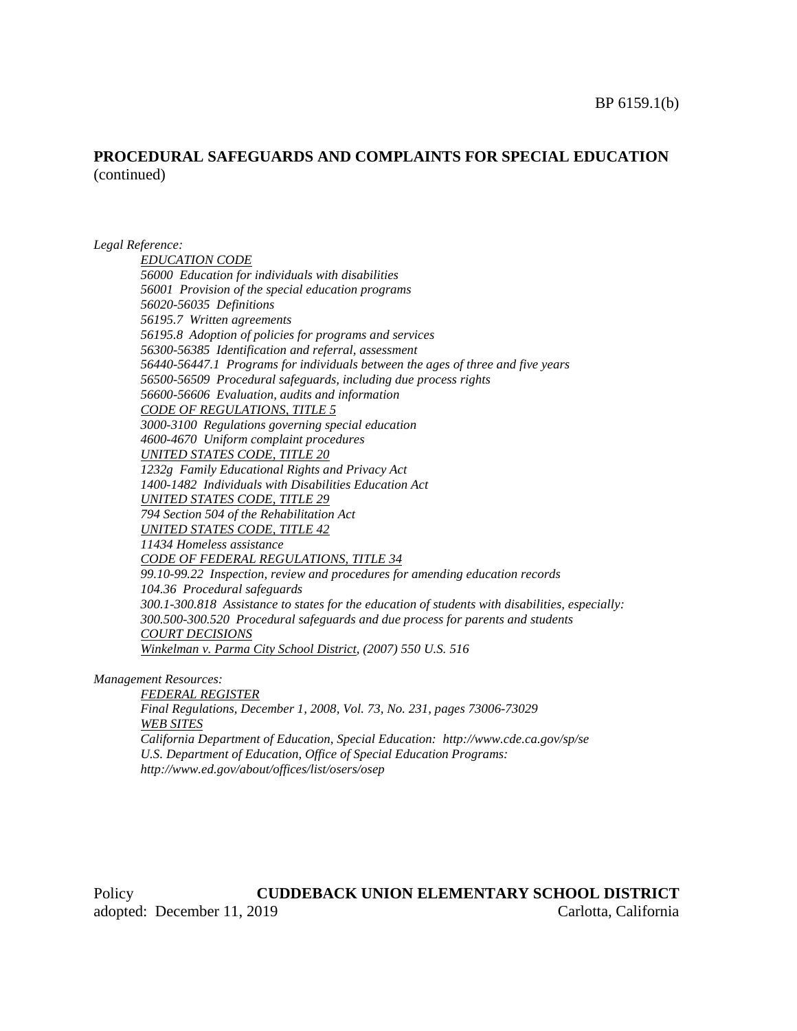BP 6159.1(b)

**PROCEDURAL SAFEGUARDS AND COMPLAINTS FOR SPECIAL EDUCATION** (continued)

*Legal Reference:*

*EDUCATION CODE*
*56000 Education for individuals with disabilities*
*56001 Provision of the special education programs*
*56020-56035 Definitions*
*56195.7 Written agreements*
*56195.8 Adoption of policies for programs and services*
*56300-56385 Identification and referral, assessment*
*56440-56447.1 Programs for individuals between the ages of three and five years*
*56500-56509 Procedural safeguards, including due process rights*
*56600-56606 Evaluation, audits and information*
*CODE OF REGULATIONS, TITLE 5*
*3000-3100 Regulations governing special education*
*4600-4670 Uniform complaint procedures*
*UNITED STATES CODE, TITLE 20*
*1232g Family Educational Rights and Privacy Act*
*1400-1482 Individuals with Disabilities Education Act*
*UNITED STATES CODE, TITLE 29*
*794 Section 504 of the Rehabilitation Act*
*UNITED STATES CODE, TITLE 42*
*11434 Homeless assistance*
*CODE OF FEDERAL REGULATIONS, TITLE 34*
*99.10-99.22 Inspection, review and procedures for amending education records*
*104.36 Procedural safeguards*
*300.1-300.818 Assistance to states for the education of students with disabilities, especially:*
*300.500-300.520 Procedural safeguards and due process for parents and students*
*COURT DECISIONS*
*Winkelman v. Parma City School District, (2007) 550 U.S. 516*

*Management Resources:*

*FEDERAL REGISTER*
*Final Regulations, December 1, 2008, Vol. 73, No. 231, pages 73006-73029*
*WEB SITES*
*California Department of Education, Special Education: http://www.cde.ca.gov/sp/se*
*U.S. Department of Education, Office of Special Education Programs: http://www.ed.gov/about/offices/list/osers/osep*

Policy adopted: December 11, 2019

**CUDDEBACK UNION ELEMENTARY SCHOOL DISTRICT**
Carlotta, California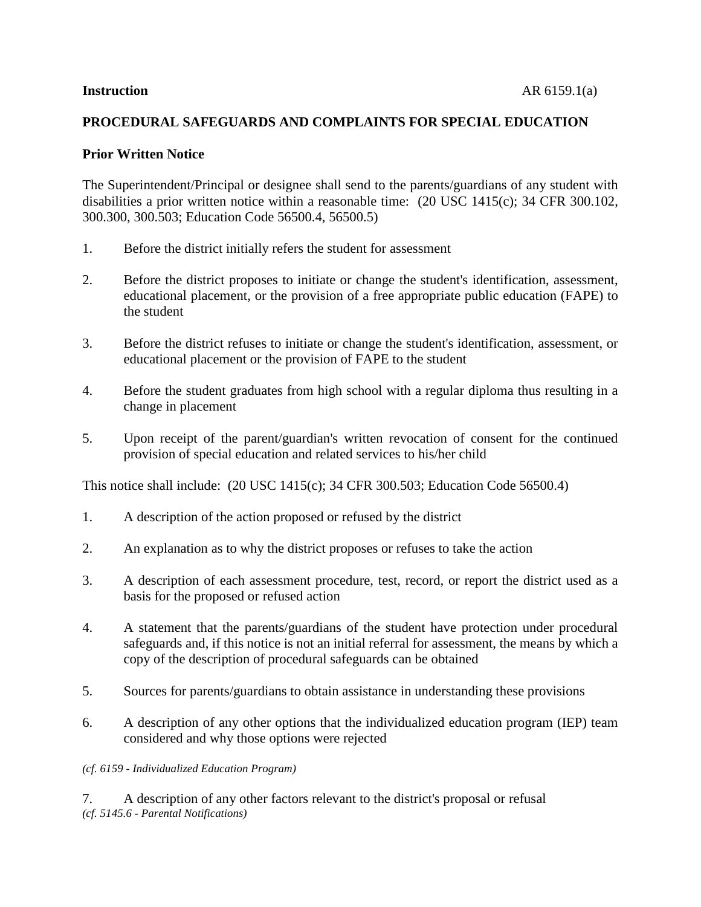**Instruction** AR 6159.1(a)

## PROCEDURAL SAFEGUARDS AND COMPLAINTS FOR SPECIAL EDUCATION

### Prior Written Notice

The Superintendent/Principal or designee shall send to the parents/guardians of any student with disabilities a prior written notice within a reasonable time: (20 USC 1415(c); 34 CFR 300.102, 300.300, 300.503; Education Code 56500.4, 56500.5)

1. Before the district initially refers the student for assessment

2. Before the district proposes to initiate or change the student's identification, assessment, educational placement, or the provision of a free appropriate public education (FAPE) to the student

3. Before the district refuses to initiate or change the student's identification, assessment, or educational placement or the provision of FAPE to the student

4. Before the student graduates from high school with a regular diploma thus resulting in a change in placement

5. Upon receipt of the parent/guardian's written revocation of consent for the continued provision of special education and related services to his/her child

This notice shall include: (20 USC 1415(c); 34 CFR 300.503; Education Code 56500.4)

1. A description of the action proposed or refused by the district

2. An explanation as to why the district proposes or refuses to take the action

3. A description of each assessment procedure, test, record, or report the district used as a basis for the proposed or refused action

4. A statement that the parents/guardians of the student have protection under procedural safeguards and, if this notice is not an initial referral for assessment, the means by which a copy of the description of procedural safeguards can be obtained

5. Sources for parents/guardians to obtain assistance in understanding these provisions

6. A description of any other options that the individualized education program (IEP) team considered and why those options were rejected

*(cf. 6159 - Individualized Education Program)*

7. A description of any other factors relevant to the district's proposal or refusal

*(cf. 5145.6 - Parental Notifications)*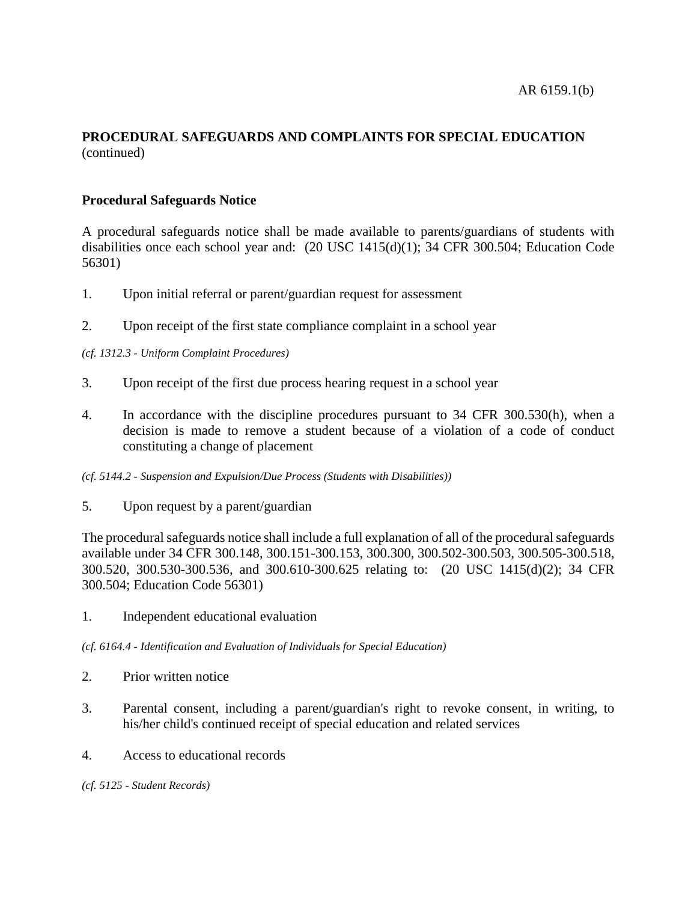**PROCEDURAL SAFEGUARDS AND COMPLAINTS FOR SPECIAL EDUCATION** (continued)

**Procedural Safeguards Notice**

A procedural safeguards notice shall be made available to parents/guardians of students with disabilities once each school year and: (20 USC 1415(d)(1); 34 CFR 300.504; Education Code 56301)

1. Upon initial referral or parent/guardian request for assessment

2. Upon receipt of the first state compliance complaint in a school year

*(cf. 1312.3 - Uniform Complaint Procedures)*

3. Upon receipt of the first due process hearing request in a school year

4. In accordance with the discipline procedures pursuant to 34 CFR 300.530(h), when a decision is made to remove a student because of a violation of a code of conduct constituting a change of placement

*(cf. 5144.2 - Suspension and Expulsion/Due Process (Students with Disabilities))*

5. Upon request by a parent/guardian

The procedural safeguards notice shall include a full explanation of all of the procedural safeguards available under 34 CFR 300.148, 300.151-300.153, 300.300, 300.502-300.503, 300.505-300.518, 300.520, 300.530-300.536, and 300.610-300.625 relating to: (20 USC 1415(d)(2); 34 CFR 300.504; Education Code 56301)

1. Independent educational evaluation

*(cf. 6164.4 - Identification and Evaluation of Individuals for Special Education)*

2. Prior written notice

3. Parental consent, including a parent/guardian's right to revoke consent, in writing, to his/her child's continued receipt of special education and related services

4. Access to educational records

*(cf. 5125 - Student Records)*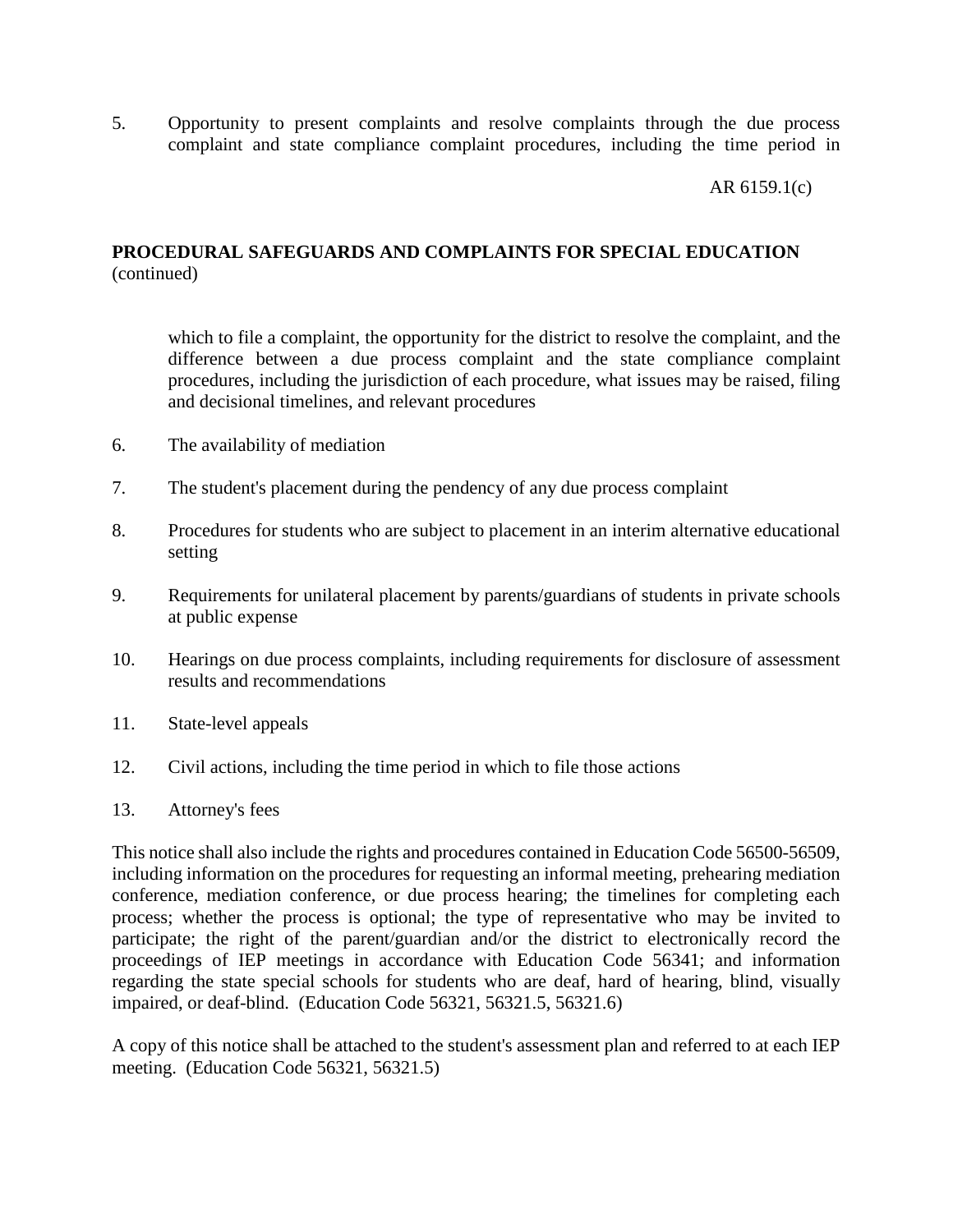5. Opportunity to present complaints and resolve complaints through the due process complaint and state compliance complaint procedures, including the time period in which to file a complaint, the opportunity for the district to resolve the complaint, and the difference between a due process complaint and the state compliance complaint procedures, including the jurisdiction of each procedure, what issues may be raised, filing and decisional timelines, and relevant procedures

6. The availability of mediation

7. The student's placement during the pendency of any due process complaint

8. Procedures for students who are subject to placement in an interim alternative educational setting

9. Requirements for unilateral placement by parents/guardians of students in private schools at public expense

10. Hearings on due process complaints, including requirements for disclosure of assessment results and recommendations

11. State-level appeals

12. Civil actions, including the time period in which to file those actions

13. Attorney's fees

This notice shall also include the rights and procedures contained in Education Code 56500-56509, including information on the procedures for requesting an informal meeting, prehearing mediation conference, mediation conference, or due process hearing; the timelines for completing each process; whether the process is optional; the type of representative who may be invited to participate; the right of the parent/guardian and/or the district to electronically record the proceedings of IEP meetings in accordance with Education Code 56341; and information regarding the state special schools for students who are deaf, hard of hearing, blind, visually impaired, or deaf-blind. (Education Code 56321, 56321.5, 56321.6)

A copy of this notice shall be attached to the student's assessment plan and referred to at each IEP meeting. (Education Code 56321, 56321.5)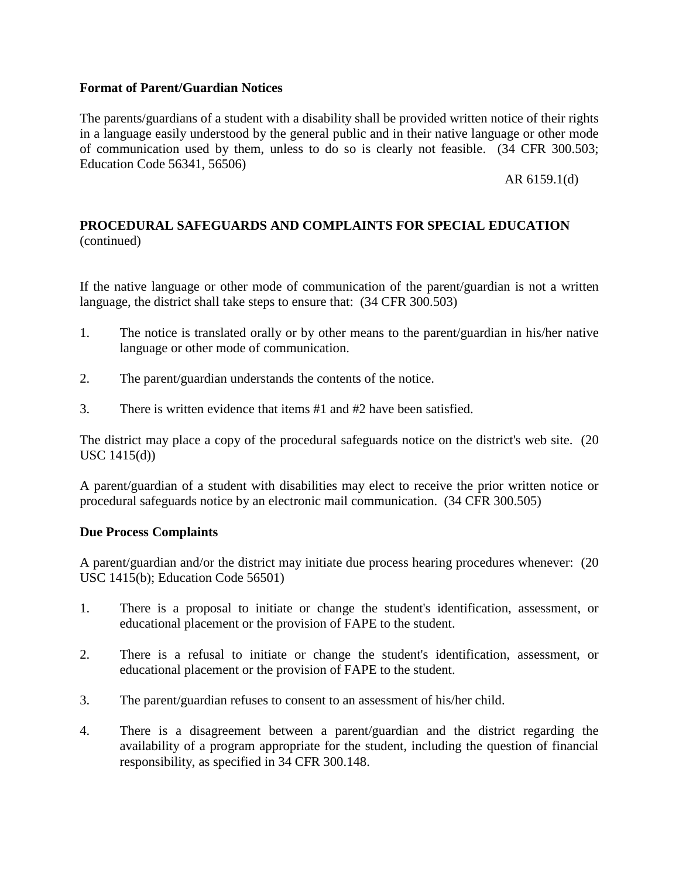**Format of Parent/Guardian Notices**

The parents/guardians of a student with a disability shall be provided written notice of their rights in a language easily understood by the general public and in their native language or other mode of communication used by them, unless to do so is clearly not feasible. (34 CFR 300.503; Education Code 56341, 56506)

If the native language or other mode of communication of the parent/guardian is not a written language, the district shall take steps to ensure that: (34 CFR 300.503)

1. The notice is translated orally or by other means to the parent/guardian in his/her native language or other mode of communication.

2. The parent/guardian understands the contents of the notice.

3. There is written evidence that items #1 and #2 have been satisfied.

The district may place a copy of the procedural safeguards notice on the district's web site. (20 USC 1415(d))

A parent/guardian of a student with disabilities may elect to receive the prior written notice or procedural safeguards notice by an electronic mail communication. (34 CFR 300.505)

**Due Process Complaints**

A parent/guardian and/or the district may initiate due process hearing procedures whenever: (20 USC 1415(b); Education Code 56501)

1. There is a proposal to initiate or change the student's identification, assessment, or educational placement or the provision of FAPE to the student.

2. There is a refusal to initiate or change the student's identification, assessment, or educational placement or the provision of FAPE to the student.

3. The parent/guardian refuses to consent to an assessment of his/her child.

4. There is a disagreement between a parent/guardian and the district regarding the availability of a program appropriate for the student, including the question of financial responsibility, as specified in 34 CFR 300.148.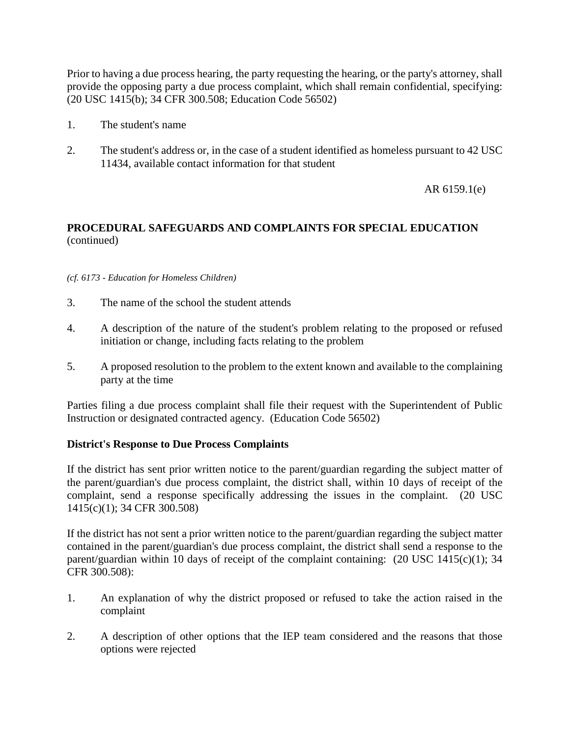Prior to having a due process hearing, the party requesting the hearing, or the party's attorney, shall provide the opposing party a due process complaint, which shall remain confidential, specifying: (20 USC 1415(b); 34 CFR 300.508; Education Code 56502)

1. The student's name

2. The student's address or, in the case of a student identified as homeless pursuant to 42 USC 11434, available contact information for that student

*(cf. 6173 - Education for Homeless Children)*

3. The name of the school the student attends

4. A description of the nature of the student's problem relating to the proposed or refused initiation or change, including facts relating to the problem

5. A proposed resolution to the problem to the extent known and available to the complaining party at the time

Parties filing a due process complaint shall file their request with the Superintendent of Public Instruction or designated contracted agency. (Education Code 56502)

**District's Response to Due Process Complaints**

If the district has sent prior written notice to the parent/guardian regarding the subject matter of the parent/guardian's due process complaint, the district shall, within 10 days of receipt of the complaint, send a response specifically addressing the issues in the complaint. (20 USC 1415(c)(1); 34 CFR 300.508)

If the district has not sent a prior written notice to the parent/guardian regarding the subject matter contained in the parent/guardian's due process complaint, the district shall send a response to the parent/guardian within 10 days of receipt of the complaint containing: (20 USC 1415(c)(1); 34 CFR 300.508):

1. An explanation of why the district proposed or refused to take the action raised in the complaint

2. A description of other options that the IEP team considered and the reasons that those options were rejected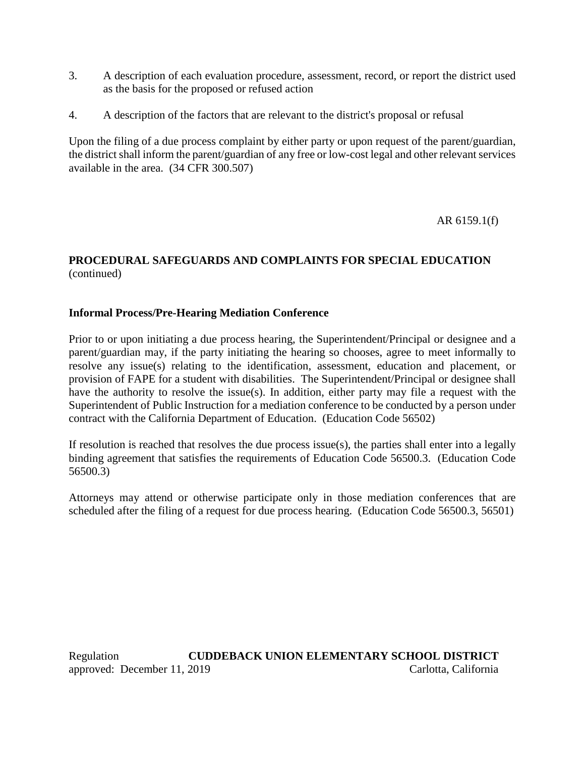3. A description of each evaluation procedure, assessment, record, or report the district used as the basis for the proposed or refused action

4. A description of the factors that are relevant to the district's proposal or refusal

Upon the filing of a due process complaint by either party or upon request of the parent/guardian, the district shall inform the parent/guardian of any free or low-cost legal and other relevant services available in the area. (34 CFR 300.507)

### Informal Process/Pre-Hearing Mediation Conference

Prior to or upon initiating a due process hearing, the Superintendent/Principal or designee and a parent/guardian may, if the party initiating the hearing so chooses, agree to meet informally to resolve any issue(s) relating to the identification, assessment, education and placement, or provision of FAPE for a student with disabilities. The Superintendent/Principal or designee shall have the authority to resolve the issue(s). In addition, either party may file a request with the Superintendent of Public Instruction for a mediation conference to be conducted by a person under contract with the California Department of Education. (Education Code 56502)

If resolution is reached that resolves the due process issue(s), the parties shall enter into a legally binding agreement that satisfies the requirements of Education Code 56500.3. (Education Code 56500.3)

Attorneys may attend or otherwise participate only in those mediation conferences that are scheduled after the filing of a request for due process hearing. (Education Code 56500.3, 56501)

Regulation approved: December 11, 2019 **CUDDEBACK UNION ELEMENTARY SCHOOL DISTRICT** Carlotta, California